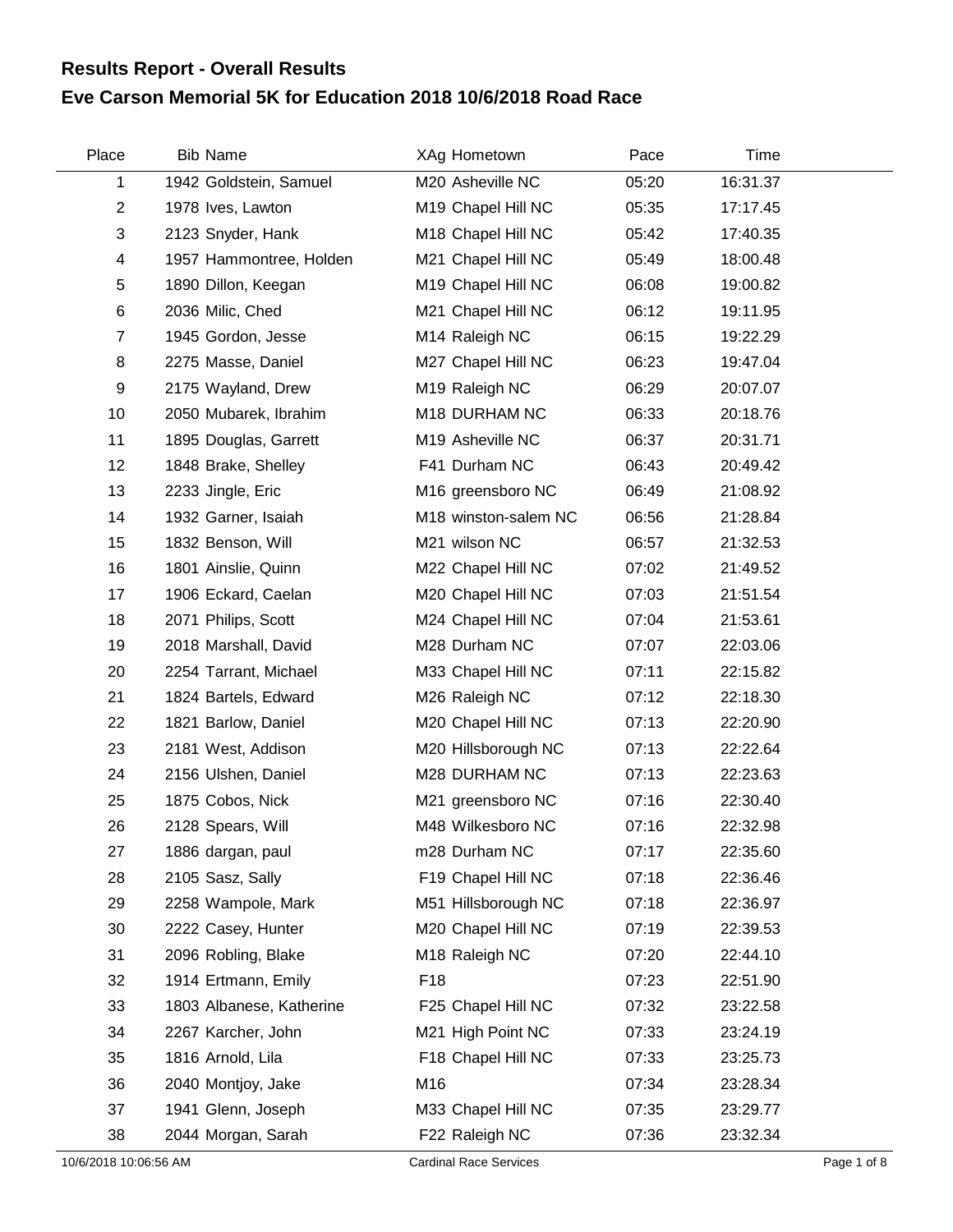# Results Report - Overall Results

## Eve Carson Memorial 5K for Education 2018 10/6/2018 Road Race

| Place | Bib | Name | XAg | Hometown | Pace | Time |
|---|---|---|---|---|---|---|
| 1 | 1942 | Goldstein, Samuel | M20 | Asheville NC | 05:20 | 16:31.37 |
| 2 | 1978 | Ives, Lawton | M19 | Chapel Hill NC | 05:35 | 17:17.45 |
| 3 | 2123 | Snyder, Hank | M18 | Chapel Hill NC | 05:42 | 17:40.35 |
| 4 | 1957 | Hammontree, Holden | M21 | Chapel Hill NC | 05:49 | 18:00.48 |
| 5 | 1890 | Dillon, Keegan | M19 | Chapel Hill NC | 06:08 | 19:00.82 |
| 6 | 2036 | Milic, Ched | M21 | Chapel Hill NC | 06:12 | 19:11.95 |
| 7 | 1945 | Gordon, Jesse | M14 | Raleigh NC | 06:15 | 19:22.29 |
| 8 | 2275 | Masse, Daniel | M27 | Chapel Hill NC | 06:23 | 19:47.04 |
| 9 | 2175 | Wayland, Drew | M19 | Raleigh NC | 06:29 | 20:07.07 |
| 10 | 2050 | Mubarek, Ibrahim | M18 | DURHAM NC | 06:33 | 20:18.76 |
| 11 | 1895 | Douglas, Garrett | M19 | Asheville NC | 06:37 | 20:31.71 |
| 12 | 1848 | Brake, Shelley | F41 | Durham NC | 06:43 | 20:49.42 |
| 13 | 2233 | Jingle, Eric | M16 | greensboro NC | 06:49 | 21:08.92 |
| 14 | 1932 | Garner, Isaiah | M18 | winston-salem NC | 06:56 | 21:28.84 |
| 15 | 1832 | Benson, Will | M21 | wilson NC | 06:57 | 21:32.53 |
| 16 | 1801 | Ainslie, Quinn | M22 | Chapel Hill NC | 07:02 | 21:49.52 |
| 17 | 1906 | Eckard, Caelan | M20 | Chapel Hill NC | 07:03 | 21:51.54 |
| 18 | 2071 | Philips, Scott | M24 | Chapel Hill NC | 07:04 | 21:53.61 |
| 19 | 2018 | Marshall, David | M28 | Durham NC | 07:07 | 22:03.06 |
| 20 | 2254 | Tarrant, Michael | M33 | Chapel Hill NC | 07:11 | 22:15.82 |
| 21 | 1824 | Bartels, Edward | M26 | Raleigh NC | 07:12 | 22:18.30 |
| 22 | 1821 | Barlow, Daniel | M20 | Chapel Hill NC | 07:13 | 22:20.90 |
| 23 | 2181 | West, Addison | M20 | Hillsborough NC | 07:13 | 22:22.64 |
| 24 | 2156 | Ulshen, Daniel | M28 | DURHAM NC | 07:13 | 22:23.63 |
| 25 | 1875 | Cobos, Nick | M21 | greensboro NC | 07:16 | 22:30.40 |
| 26 | 2128 | Spears, Will | M48 | Wilkesboro NC | 07:16 | 22:32.98 |
| 27 | 1886 | dargan, paul | m28 | Durham NC | 07:17 | 22:35.60 |
| 28 | 2105 | Sasz, Sally | F19 | Chapel Hill NC | 07:18 | 22:36.46 |
| 29 | 2258 | Wampole, Mark | M51 | Hillsborough NC | 07:18 | 22:36.97 |
| 30 | 2222 | Casey, Hunter | M20 | Chapel Hill NC | 07:19 | 22:39.53 |
| 31 | 2096 | Robling, Blake | M18 | Raleigh NC | 07:20 | 22:44.10 |
| 32 | 1914 | Ertmann, Emily | F18 | | 07:23 | 22:51.90 |
| 33 | 1803 | Albanese, Katherine | F25 | Chapel Hill NC | 07:32 | 23:22.58 |
| 34 | 2267 | Karcher, John | M21 | High Point NC | 07:33 | 23:24.19 |
| 35 | 1816 | Arnold, Lila | F18 | Chapel Hill NC | 07:33 | 23:25.73 |
| 36 | 2040 | Montjoy, Jake | M16 | | 07:34 | 23:28.34 |
| 37 | 1941 | Glenn, Joseph | M33 | Chapel Hill NC | 07:35 | 23:29.77 |
| 38 | 2044 | Morgan, Sarah | F22 | Raleigh NC | 07:36 | 23:32.34 |

10/6/2018 10:06:56 AM Cardinal Race Services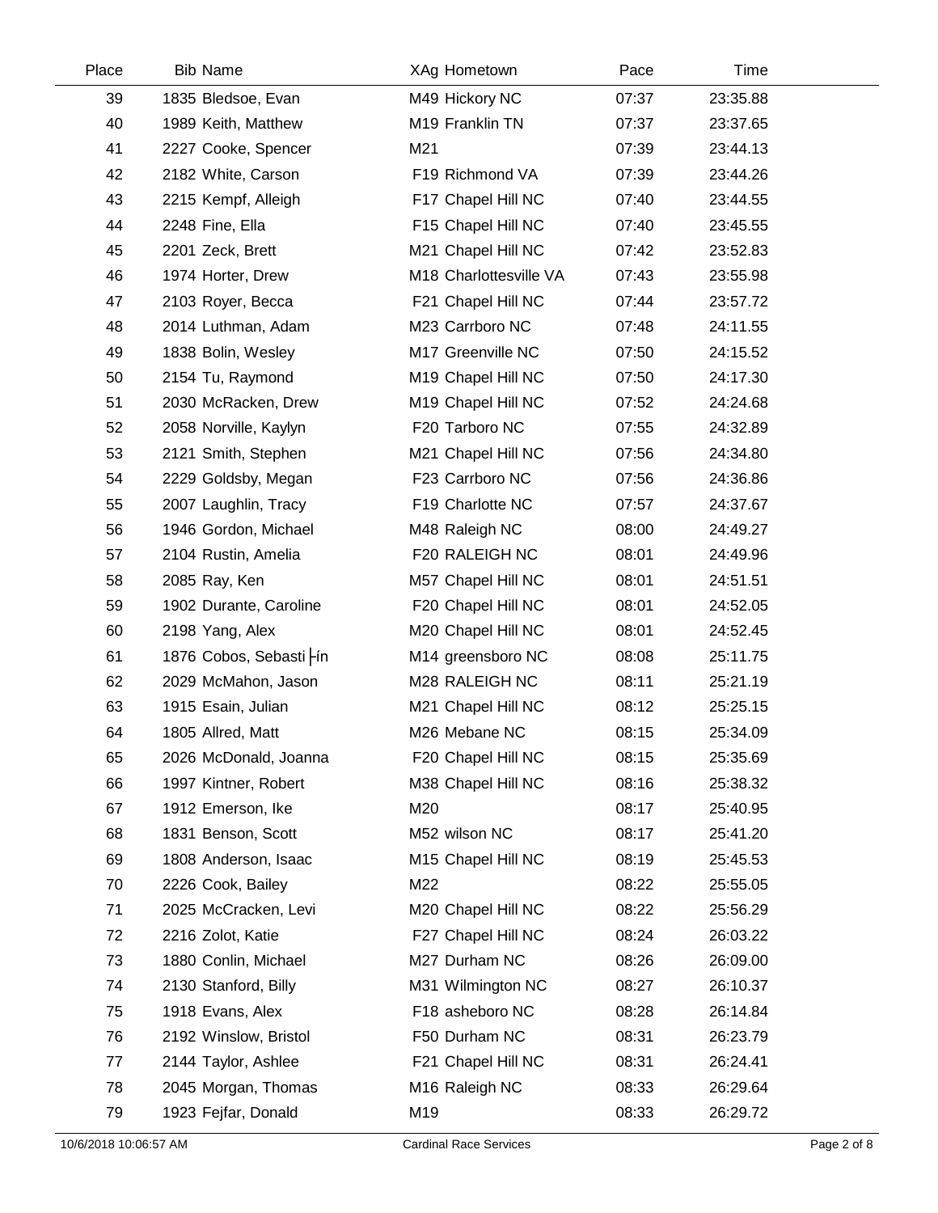| Place | Bib | Name | XAg | Hometown | Pace | Time |
|---|---|---|---|---|---|---|
| 39 | 1835 | Bledsoe, Evan | M49 | Hickory NC | 07:37 | 23:35.88 |
| 40 | 1989 | Keith, Matthew | M19 | Franklin TN | 07:37 | 23:37.65 |
| 41 | 2227 | Cooke, Spencer | M21 | | 07:39 | 23:44.13 |
| 42 | 2182 | White, Carson | F19 | Richmond VA | 07:39 | 23:44.26 |
| 43 | 2215 | Kempf, Alleigh | F17 | Chapel Hill NC | 07:40 | 23:44.55 |
| 44 | 2248 | Fine, Ella | F15 | Chapel Hill NC | 07:40 | 23:45.55 |
| 45 | 2201 | Zeck, Brett | M21 | Chapel Hill NC | 07:42 | 23:52.83 |
| 46 | 1974 | Horter, Drew | M18 | Charlottesville VA | 07:43 | 23:55.98 |
| 47 | 2103 | Royer, Becca | F21 | Chapel Hill NC | 07:44 | 23:57.72 |
| 48 | 2014 | Luthman, Adam | M23 | Carrboro NC | 07:48 | 24:11.55 |
| 49 | 1838 | Bolin, Wesley | M17 | Greenville NC | 07:50 | 24:15.52 |
| 50 | 2154 | Tu, Raymond | M19 | Chapel Hill NC | 07:50 | 24:17.30 |
| 51 | 2030 | McRacken, Drew | M19 | Chapel Hill NC | 07:52 | 24:24.68 |
| 52 | 2058 | Norville, Kaylyn | F20 | Tarboro NC | 07:55 | 24:32.89 |
| 53 | 2121 | Smith, Stephen | M21 | Chapel Hill NC | 07:56 | 24:34.80 |
| 54 | 2229 | Goldsby, Megan | F23 | Carrboro NC | 07:56 | 24:36.86 |
| 55 | 2007 | Laughlin, Tracy | F19 | Charlotte NC | 07:57 | 24:37.67 |
| 56 | 1946 | Gordon, Michael | M48 | Raleigh NC | 08:00 | 24:49.27 |
| 57 | 2104 | Rustin, Amelia | F20 | RALEIGH NC | 08:01 | 24:49.96 |
| 58 | 2085 | Ray, Ken | M57 | Chapel Hill NC | 08:01 | 24:51.51 |
| 59 | 1902 | Durante, Caroline | F20 | Chapel Hill NC | 08:01 | 24:52.05 |
| 60 | 2198 | Yang, Alex | M20 | Chapel Hill NC | 08:01 | 24:52.45 |
| 61 | 1876 | Cobos, Sebasti├ín | M14 | greensboro NC | 08:08 | 25:11.75 |
| 62 | 2029 | McMahon, Jason | M28 | RALEIGH NC | 08:11 | 25:21.19 |
| 63 | 1915 | Esain, Julian | M21 | Chapel Hill NC | 08:12 | 25:25.15 |
| 64 | 1805 | Allred, Matt | M26 | Mebane NC | 08:15 | 25:34.09 |
| 65 | 2026 | McDonald, Joanna | F20 | Chapel Hill NC | 08:15 | 25:35.69 |
| 66 | 1997 | Kintner, Robert | M38 | Chapel Hill NC | 08:16 | 25:38.32 |
| 67 | 1912 | Emerson, Ike | M20 | | 08:17 | 25:40.95 |
| 68 | 1831 | Benson, Scott | M52 | wilson NC | 08:17 | 25:41.20 |
| 69 | 1808 | Anderson, Isaac | M15 | Chapel Hill NC | 08:19 | 25:45.53 |
| 70 | 2226 | Cook, Bailey | M22 | | 08:22 | 25:55.05 |
| 71 | 2025 | McCracken, Levi | M20 | Chapel Hill NC | 08:22 | 25:56.29 |
| 72 | 2216 | Zolot, Katie | F27 | Chapel Hill NC | 08:24 | 26:03.22 |
| 73 | 1880 | Conlin, Michael | M27 | Durham NC | 08:26 | 26:09.00 |
| 74 | 2130 | Stanford, Billy | M31 | Wilmington NC | 08:27 | 26:10.37 |
| 75 | 1918 | Evans, Alex | F18 | asheboro NC | 08:28 | 26:14.84 |
| 76 | 2192 | Winslow, Bristol | F50 | Durham NC | 08:31 | 26:23.79 |
| 77 | 2144 | Taylor, Ashlee | F21 | Chapel Hill NC | 08:31 | 26:24.41 |
| 78 | 2045 | Morgan, Thomas | M16 | Raleigh NC | 08:33 | 26:29.64 |
| 79 | 1923 | Fejfar, Donald | M19 | | 08:33 | 26:29.72 |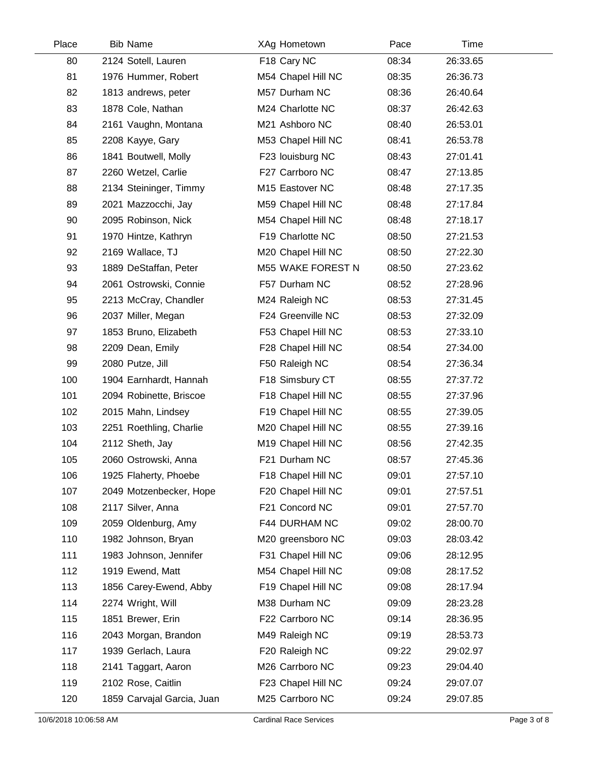| Place | Bib | Name | XAg | Hometown | Pace | Time |
|---|---|---|---|---|---|---|
| 80 | 2124 | Sotell, Lauren | F18 | Cary NC | 08:34 | 26:33.65 |
| 81 | 1976 | Hummer, Robert | M54 | Chapel Hill NC | 08:35 | 26:36.73 |
| 82 | 1813 | andrews, peter | M57 | Durham NC | 08:36 | 26:40.64 |
| 83 | 1878 | Cole, Nathan | M24 | Charlotte NC | 08:37 | 26:42.63 |
| 84 | 2161 | Vaughn, Montana | M21 | Ashboro NC | 08:40 | 26:53.01 |
| 85 | 2208 | Kayye, Gary | M53 | Chapel Hill NC | 08:41 | 26:53.78 |
| 86 | 1841 | Boutwell, Molly | F23 | louisburg NC | 08:43 | 27:01.41 |
| 87 | 2260 | Wetzel, Carlie | F27 | Carrboro NC | 08:47 | 27:13.85 |
| 88 | 2134 | Steininger, Timmy | M15 | Eastover NC | 08:48 | 27:17.35 |
| 89 | 2021 | Mazzocchi, Jay | M59 | Chapel Hill NC | 08:48 | 27:17.84 |
| 90 | 2095 | Robinson, Nick | M54 | Chapel Hill NC | 08:48 | 27:18.17 |
| 91 | 1970 | Hintze, Kathryn | F19 | Charlotte NC | 08:50 | 27:21.53 |
| 92 | 2169 | Wallace, TJ | M20 | Chapel Hill NC | 08:50 | 27:22.30 |
| 93 | 1889 | DeStaffan, Peter | M55 | WAKE FOREST N | 08:50 | 27:23.62 |
| 94 | 2061 | Ostrowski, Connie | F57 | Durham NC | 08:52 | 27:28.96 |
| 95 | 2213 | McCray, Chandler | M24 | Raleigh NC | 08:53 | 27:31.45 |
| 96 | 2037 | Miller, Megan | F24 | Greenville NC | 08:53 | 27:32.09 |
| 97 | 1853 | Bruno, Elizabeth | F53 | Chapel Hill NC | 08:53 | 27:33.10 |
| 98 | 2209 | Dean, Emily | F28 | Chapel Hill NC | 08:54 | 27:34.00 |
| 99 | 2080 | Putze, Jill | F50 | Raleigh NC | 08:54 | 27:36.34 |
| 100 | 1904 | Earnhardt, Hannah | F18 | Simsbury CT | 08:55 | 27:37.72 |
| 101 | 2094 | Robinette, Briscoe | F18 | Chapel Hill NC | 08:55 | 27:37.96 |
| 102 | 2015 | Mahn, Lindsey | F19 | Chapel Hill NC | 08:55 | 27:39.05 |
| 103 | 2251 | Roethling, Charlie | M20 | Chapel Hill NC | 08:55 | 27:39.16 |
| 104 | 2112 | Sheth, Jay | M19 | Chapel Hill NC | 08:56 | 27:42.35 |
| 105 | 2060 | Ostrowski, Anna | F21 | Durham NC | 08:57 | 27:45.36 |
| 106 | 1925 | Flaherty, Phoebe | F18 | Chapel Hill NC | 09:01 | 27:57.10 |
| 107 | 2049 | Motzenbecker, Hope | F20 | Chapel Hill NC | 09:01 | 27:57.51 |
| 108 | 2117 | Silver, Anna | F21 | Concord NC | 09:01 | 27:57.70 |
| 109 | 2059 | Oldenburg, Amy | F44 | DURHAM NC | 09:02 | 28:00.70 |
| 110 | 1982 | Johnson, Bryan | M20 | greensboro NC | 09:03 | 28:03.42 |
| 111 | 1983 | Johnson, Jennifer | F31 | Chapel Hill NC | 09:06 | 28:12.95 |
| 112 | 1919 | Ewend, Matt | M54 | Chapel Hill NC | 09:08 | 28:17.52 |
| 113 | 1856 | Carey-Ewend, Abby | F19 | Chapel Hill NC | 09:08 | 28:17.94 |
| 114 | 2274 | Wright, Will | M38 | Durham NC | 09:09 | 28:23.28 |
| 115 | 1851 | Brewer, Erin | F22 | Carrboro NC | 09:14 | 28:36.95 |
| 116 | 2043 | Morgan, Brandon | M49 | Raleigh NC | 09:19 | 28:53.73 |
| 117 | 1939 | Gerlach, Laura | F20 | Raleigh NC | 09:22 | 29:02.97 |
| 118 | 2141 | Taggart, Aaron | M26 | Carrboro NC | 09:23 | 29:04.40 |
| 119 | 2102 | Rose, Caitlin | F23 | Chapel Hill NC | 09:24 | 29:07.07 |
| 120 | 1859 | Carvajal Garcia, Juan | M25 | Carrboro NC | 09:24 | 29:07.85 |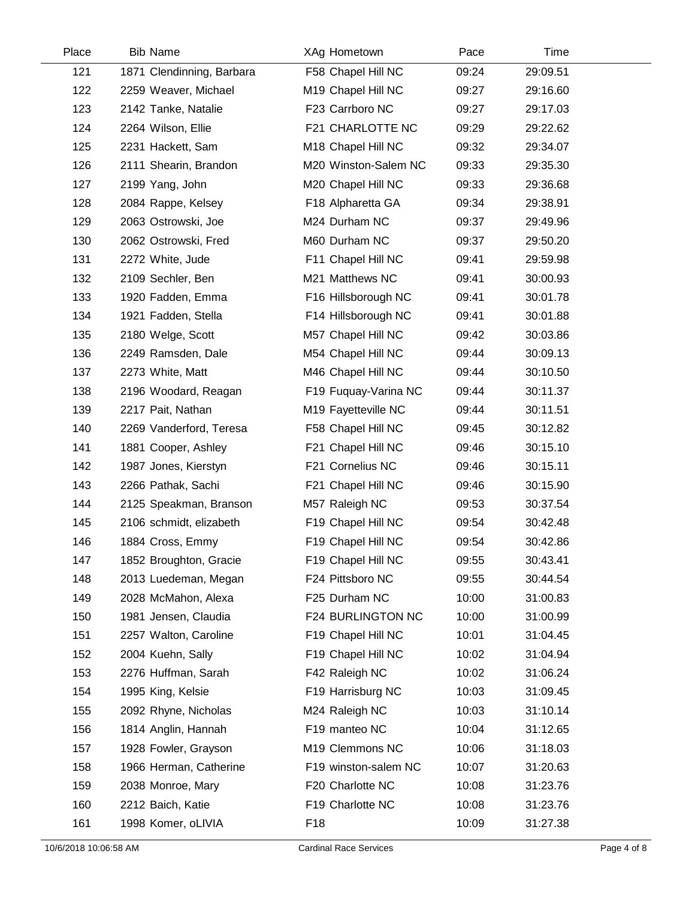| Place | Bib | Name | XAg | Hometown | Pace | Time |
|---|---|---|---|---|---|---|
| 121 | 1871 | Clendinning, Barbara | F58 | Chapel Hill NC | 09:24 | 29:09.51 |
| 122 | 2259 | Weaver, Michael | M19 | Chapel Hill NC | 09:27 | 29:16.60 |
| 123 | 2142 | Tanke, Natalie | F23 | Carrboro NC | 09:27 | 29:17.03 |
| 124 | 2264 | Wilson, Ellie | F21 | CHARLOTTE NC | 09:29 | 29:22.62 |
| 125 | 2231 | Hackett, Sam | M18 | Chapel Hill NC | 09:32 | 29:34.07 |
| 126 | 2111 | Shearin, Brandon | M20 | Winston-Salem NC | 09:33 | 29:35.30 |
| 127 | 2199 | Yang, John | M20 | Chapel Hill NC | 09:33 | 29:36.68 |
| 128 | 2084 | Rappe, Kelsey | F18 | Alpharetta GA | 09:34 | 29:38.91 |
| 129 | 2063 | Ostrowski, Joe | M24 | Durham NC | 09:37 | 29:49.96 |
| 130 | 2062 | Ostrowski, Fred | M60 | Durham NC | 09:37 | 29:50.20 |
| 131 | 2272 | White, Jude | F11 | Chapel Hill NC | 09:41 | 29:59.98 |
| 132 | 2109 | Sechler, Ben | M21 | Matthews NC | 09:41 | 30:00.93 |
| 133 | 1920 | Fadden, Emma | F16 | Hillsborough NC | 09:41 | 30:01.78 |
| 134 | 1921 | Fadden, Stella | F14 | Hillsborough NC | 09:41 | 30:01.88 |
| 135 | 2180 | Welge, Scott | M57 | Chapel Hill NC | 09:42 | 30:03.86 |
| 136 | 2249 | Ramsden, Dale | M54 | Chapel Hill NC | 09:44 | 30:09.13 |
| 137 | 2273 | White, Matt | M46 | Chapel Hill NC | 09:44 | 30:10.50 |
| 138 | 2196 | Woodard, Reagan | F19 | Fuquay-Varina NC | 09:44 | 30:11.37 |
| 139 | 2217 | Pait, Nathan | M19 | Fayetteville NC | 09:44 | 30:11.51 |
| 140 | 2269 | Vanderford, Teresa | F58 | Chapel Hill NC | 09:45 | 30:12.82 |
| 141 | 1881 | Cooper, Ashley | F21 | Chapel Hill NC | 09:46 | 30:15.10 |
| 142 | 1987 | Jones, Kierstyn | F21 | Cornelius NC | 09:46 | 30:15.11 |
| 143 | 2266 | Pathak, Sachi | F21 | Chapel Hill NC | 09:46 | 30:15.90 |
| 144 | 2125 | Speakman, Branson | M57 | Raleigh NC | 09:53 | 30:37.54 |
| 145 | 2106 | schmidt, elizabeth | F19 | Chapel Hill NC | 09:54 | 30:42.48 |
| 146 | 1884 | Cross, Emmy | F19 | Chapel Hill NC | 09:54 | 30:42.86 |
| 147 | 1852 | Broughton, Gracie | F19 | Chapel Hill NC | 09:55 | 30:43.41 |
| 148 | 2013 | Luedeman, Megan | F24 | Pittsboro NC | 09:55 | 30:44.54 |
| 149 | 2028 | McMahon, Alexa | F25 | Durham NC | 10:00 | 31:00.83 |
| 150 | 1981 | Jensen, Claudia | F24 | BURLINGTON NC | 10:00 | 31:00.99 |
| 151 | 2257 | Walton, Caroline | F19 | Chapel Hill NC | 10:01 | 31:04.45 |
| 152 | 2004 | Kuehn, Sally | F19 | Chapel Hill NC | 10:02 | 31:04.94 |
| 153 | 2276 | Huffman, Sarah | F42 | Raleigh NC | 10:02 | 31:06.24 |
| 154 | 1995 | King, Kelsie | F19 | Harrisburg NC | 10:03 | 31:09.45 |
| 155 | 2092 | Rhyne, Nicholas | M24 | Raleigh NC | 10:03 | 31:10.14 |
| 156 | 1814 | Anglin, Hannah | F19 | manteo NC | 10:04 | 31:12.65 |
| 157 | 1928 | Fowler, Grayson | M19 | Clemmons NC | 10:06 | 31:18.03 |
| 158 | 1966 | Herman, Catherine | F19 | winston-salem NC | 10:07 | 31:20.63 |
| 159 | 2038 | Monroe, Mary | F20 | Charlotte NC | 10:08 | 31:23.76 |
| 160 | 2212 | Baich, Katie | F19 | Charlotte NC | 10:08 | 31:23.76 |
| 161 | 1998 | Komer, oLIVIA | F18 | | 10:09 | 31:27.38 |

10/6/2018 10:06:58 AM Cardinal Race Services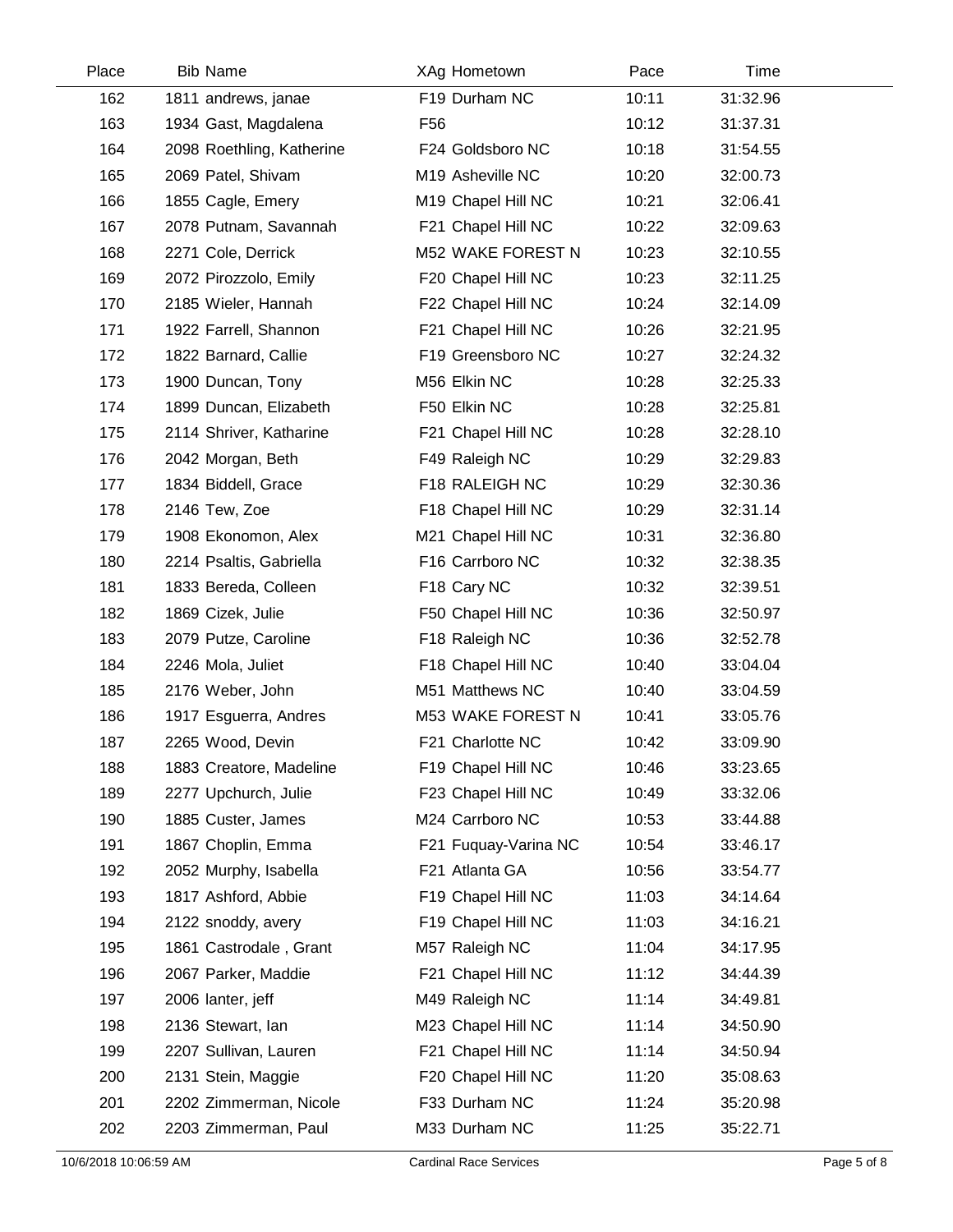| Place | Bib | Name | XAg | Hometown | Pace | Time |
|---|---|---|---|---|---|---|
| 162 | 1811 | andrews, janae | F19 | Durham NC | 10:11 | 31:32.96 |
| 163 | 1934 | Gast, Magdalena | F56 | | 10:12 | 31:37.31 |
| 164 | 2098 | Roethling, Katherine | F24 | Goldsboro NC | 10:18 | 31:54.55 |
| 165 | 2069 | Patel, Shivam | M19 | Asheville NC | 10:20 | 32:00.73 |
| 166 | 1855 | Cagle, Emery | M19 | Chapel Hill NC | 10:21 | 32:06.41 |
| 167 | 2078 | Putnam, Savannah | F21 | Chapel Hill NC | 10:22 | 32:09.63 |
| 168 | 2271 | Cole, Derrick | M52 | WAKE FOREST N | 10:23 | 32:10.55 |
| 169 | 2072 | Pirozzolo, Emily | F20 | Chapel Hill NC | 10:23 | 32:11.25 |
| 170 | 2185 | Wieler, Hannah | F22 | Chapel Hill NC | 10:24 | 32:14.09 |
| 171 | 1922 | Farrell, Shannon | F21 | Chapel Hill NC | 10:26 | 32:21.95 |
| 172 | 1822 | Barnard, Callie | F19 | Greensboro NC | 10:27 | 32:24.32 |
| 173 | 1900 | Duncan, Tony | M56 | Elkin NC | 10:28 | 32:25.33 |
| 174 | 1899 | Duncan, Elizabeth | F50 | Elkin NC | 10:28 | 32:25.81 |
| 175 | 2114 | Shriver, Katharine | F21 | Chapel Hill NC | 10:28 | 32:28.10 |
| 176 | 2042 | Morgan, Beth | F49 | Raleigh NC | 10:29 | 32:29.83 |
| 177 | 1834 | Biddell, Grace | F18 | RALEIGH NC | 10:29 | 32:30.36 |
| 178 | 2146 | Tew, Zoe | F18 | Chapel Hill NC | 10:29 | 32:31.14 |
| 179 | 1908 | Ekonomon, Alex | M21 | Chapel Hill NC | 10:31 | 32:36.80 |
| 180 | 2214 | Psaltis, Gabriella | F16 | Carrboro NC | 10:32 | 32:38.35 |
| 181 | 1833 | Bereda, Colleen | F18 | Cary NC | 10:32 | 32:39.51 |
| 182 | 1869 | Cizek, Julie | F50 | Chapel Hill NC | 10:36 | 32:50.97 |
| 183 | 2079 | Putze, Caroline | F18 | Raleigh NC | 10:36 | 32:52.78 |
| 184 | 2246 | Mola, Juliet | F18 | Chapel Hill NC | 10:40 | 33:04.04 |
| 185 | 2176 | Weber, John | M51 | Matthews NC | 10:40 | 33:04.59 |
| 186 | 1917 | Esguerra, Andres | M53 | WAKE FOREST N | 10:41 | 33:05.76 |
| 187 | 2265 | Wood, Devin | F21 | Charlotte NC | 10:42 | 33:09.90 |
| 188 | 1883 | Creatore, Madeline | F19 | Chapel Hill NC | 10:46 | 33:23.65 |
| 189 | 2277 | Upchurch, Julie | F23 | Chapel Hill NC | 10:49 | 33:32.06 |
| 190 | 1885 | Custer, James | M24 | Carrboro NC | 10:53 | 33:44.88 |
| 191 | 1867 | Choplin, Emma | F21 | Fuquay-Varina NC | 10:54 | 33:46.17 |
| 192 | 2052 | Murphy, Isabella | F21 | Atlanta GA | 10:56 | 33:54.77 |
| 193 | 1817 | Ashford, Abbie | F19 | Chapel Hill NC | 11:03 | 34:14.64 |
| 194 | 2122 | snoddy, avery | F19 | Chapel Hill NC | 11:03 | 34:16.21 |
| 195 | 1861 | Castrodale , Grant | M57 | Raleigh NC | 11:04 | 34:17.95 |
| 196 | 2067 | Parker, Maddie | F21 | Chapel Hill NC | 11:12 | 34:44.39 |
| 197 | 2006 | lanter, jeff | M49 | Raleigh NC | 11:14 | 34:49.81 |
| 198 | 2136 | Stewart, Ian | M23 | Chapel Hill NC | 11:14 | 34:50.90 |
| 199 | 2207 | Sullivan, Lauren | F21 | Chapel Hill NC | 11:14 | 34:50.94 |
| 200 | 2131 | Stein, Maggie | F20 | Chapel Hill NC | 11:20 | 35:08.63 |
| 201 | 2202 | Zimmerman, Nicole | F33 | Durham NC | 11:24 | 35:20.98 |
| 202 | 2203 | Zimmerman, Paul | M33 | Durham NC | 11:25 | 35:22.71 |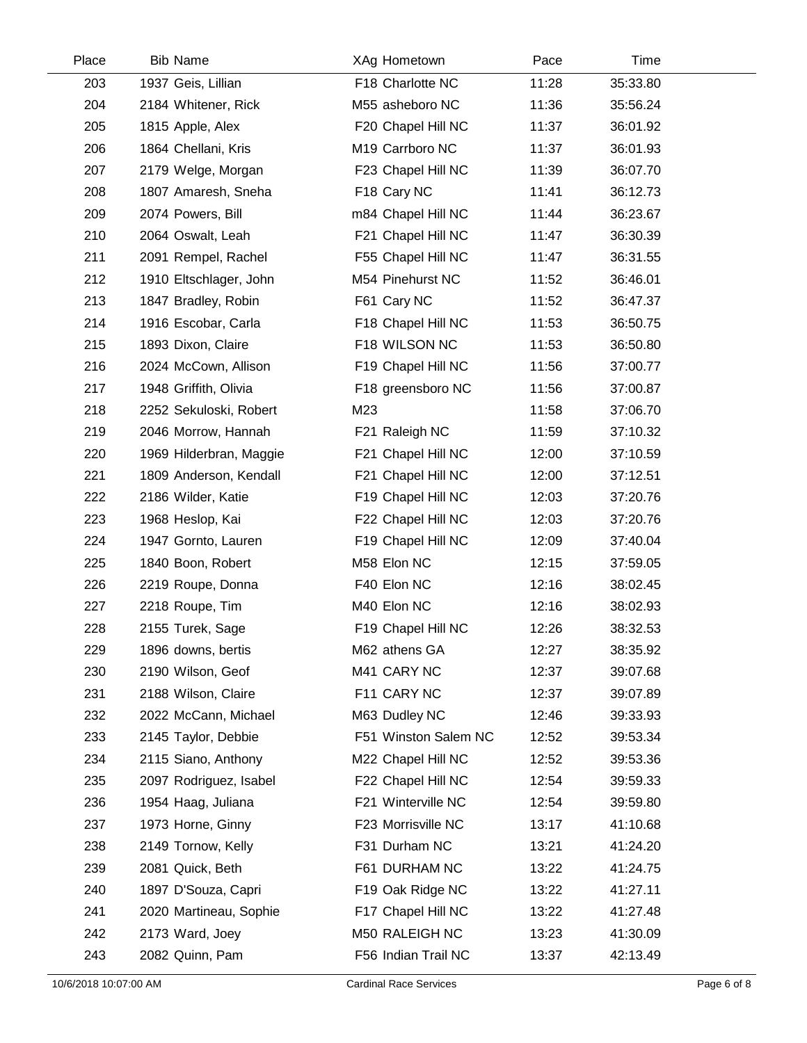| Place | Bib | Name | XAg | Hometown | Pace | Time |
|---|---|---|---|---|---|---|
| 203 | 1937 | Geis, Lillian | F18 | Charlotte NC | 11:28 | 35:33.80 |
| 204 | 2184 | Whitener, Rick | M55 | asheboro NC | 11:36 | 35:56.24 |
| 205 | 1815 | Apple, Alex | F20 | Chapel Hill NC | 11:37 | 36:01.92 |
| 206 | 1864 | Chellani, Kris | M19 | Carrboro NC | 11:37 | 36:01.93 |
| 207 | 2179 | Welge, Morgan | F23 | Chapel Hill NC | 11:39 | 36:07.70 |
| 208 | 1807 | Amaresh, Sneha | F18 | Cary NC | 11:41 | 36:12.73 |
| 209 | 2074 | Powers, Bill | m84 | Chapel Hill NC | 11:44 | 36:23.67 |
| 210 | 2064 | Oswalt, Leah | F21 | Chapel Hill NC | 11:47 | 36:30.39 |
| 211 | 2091 | Rempel, Rachel | F55 | Chapel Hill NC | 11:47 | 36:31.55 |
| 212 | 1910 | Eltschlager, John | M54 | Pinehurst NC | 11:52 | 36:46.01 |
| 213 | 1847 | Bradley, Robin | F61 | Cary NC | 11:52 | 36:47.37 |
| 214 | 1916 | Escobar, Carla | F18 | Chapel Hill NC | 11:53 | 36:50.75 |
| 215 | 1893 | Dixon, Claire | F18 | WILSON NC | 11:53 | 36:50.80 |
| 216 | 2024 | McCown, Allison | F19 | Chapel Hill NC | 11:56 | 37:00.77 |
| 217 | 1948 | Griffith, Olivia | F18 | greensboro NC | 11:56 | 37:00.87 |
| 218 | 2252 | Sekuloski, Robert | M23 | | 11:58 | 37:06.70 |
| 219 | 2046 | Morrow, Hannah | F21 | Raleigh NC | 11:59 | 37:10.32 |
| 220 | 1969 | Hilderbran, Maggie | F21 | Chapel Hill NC | 12:00 | 37:10.59 |
| 221 | 1809 | Anderson, Kendall | F21 | Chapel Hill NC | 12:00 | 37:12.51 |
| 222 | 2186 | Wilder, Katie | F19 | Chapel Hill NC | 12:03 | 37:20.76 |
| 223 | 1968 | Heslop, Kai | F22 | Chapel Hill NC | 12:03 | 37:20.76 |
| 224 | 1947 | Gornto, Lauren | F19 | Chapel Hill NC | 12:09 | 37:40.04 |
| 225 | 1840 | Boon, Robert | M58 | Elon NC | 12:15 | 37:59.05 |
| 226 | 2219 | Roupe, Donna | F40 | Elon NC | 12:16 | 38:02.45 |
| 227 | 2218 | Roupe, Tim | M40 | Elon NC | 12:16 | 38:02.93 |
| 228 | 2155 | Turek, Sage | F19 | Chapel Hill NC | 12:26 | 38:32.53 |
| 229 | 1896 | downs, bertis | M62 | athens GA | 12:27 | 38:35.92 |
| 230 | 2190 | Wilson, Geof | M41 | CARY NC | 12:37 | 39:07.68 |
| 231 | 2188 | Wilson, Claire | F11 | CARY NC | 12:37 | 39:07.89 |
| 232 | 2022 | McCann, Michael | M63 | Dudley NC | 12:46 | 39:33.93 |
| 233 | 2145 | Taylor, Debbie | F51 | Winston Salem NC | 12:52 | 39:53.34 |
| 234 | 2115 | Siano, Anthony | M22 | Chapel Hill NC | 12:52 | 39:53.36 |
| 235 | 2097 | Rodriguez, Isabel | F22 | Chapel Hill NC | 12:54 | 39:59.33 |
| 236 | 1954 | Haag, Juliana | F21 | Winterville NC | 12:54 | 39:59.80 |
| 237 | 1973 | Horne, Ginny | F23 | Morrisville NC | 13:17 | 41:10.68 |
| 238 | 2149 | Tornow, Kelly | F31 | Durham NC | 13:21 | 41:24.20 |
| 239 | 2081 | Quick, Beth | F61 | DURHAM NC | 13:22 | 41:24.75 |
| 240 | 1897 | D'Souza, Capri | F19 | Oak Ridge NC | 13:22 | 41:27.11 |
| 241 | 2020 | Martineau, Sophie | F17 | Chapel Hill NC | 13:22 | 41:27.48 |
| 242 | 2173 | Ward, Joey | M50 | RALEIGH NC | 13:23 | 41:30.09 |
| 243 | 2082 | Quinn, Pam | F56 | Indian Trail NC | 13:37 | 42:13.49 |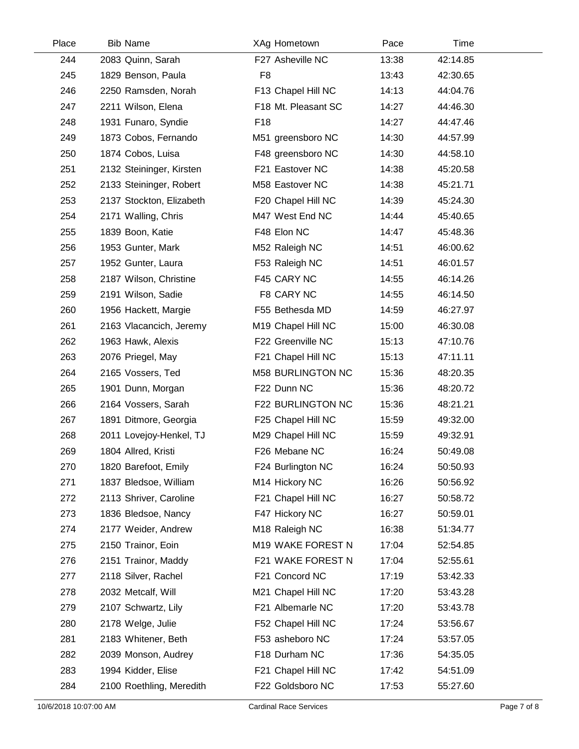| Place | Bib | Name | XAg | Hometown | Pace | Time |
|---|---|---|---|---|---|---|
| 244 | 2083 | Quinn, Sarah | F27 | Asheville NC | 13:38 | 42:14.85 |
| 245 | 1829 | Benson, Paula | F8 | | 13:43 | 42:30.65 |
| 246 | 2250 | Ramsden, Norah | F13 | Chapel Hill NC | 14:13 | 44:04.76 |
| 247 | 2211 | Wilson, Elena | F18 | Mt. Pleasant SC | 14:27 | 44:46.30 |
| 248 | 1931 | Funaro, Syndie | F18 | | 14:27 | 44:47.46 |
| 249 | 1873 | Cobos, Fernando | M51 | greensboro NC | 14:30 | 44:57.99 |
| 250 | 1874 | Cobos, Luisa | F48 | greensboro NC | 14:30 | 44:58.10 |
| 251 | 2132 | Steininger, Kirsten | F21 | Eastover NC | 14:38 | 45:20.58 |
| 252 | 2133 | Steininger, Robert | M58 | Eastover NC | 14:38 | 45:21.71 |
| 253 | 2137 | Stockton, Elizabeth | F20 | Chapel Hill NC | 14:39 | 45:24.30 |
| 254 | 2171 | Walling, Chris | M47 | West End NC | 14:44 | 45:40.65 |
| 255 | 1839 | Boon, Katie | F48 | Elon NC | 14:47 | 45:48.36 |
| 256 | 1953 | Gunter, Mark | M52 | Raleigh NC | 14:51 | 46:00.62 |
| 257 | 1952 | Gunter, Laura | F53 | Raleigh NC | 14:51 | 46:01.57 |
| 258 | 2187 | Wilson, Christine | F45 | CARY NC | 14:55 | 46:14.26 |
| 259 | 2191 | Wilson, Sadie | F8 | CARY NC | 14:55 | 46:14.50 |
| 260 | 1956 | Hackett, Margie | F55 | Bethesda MD | 14:59 | 46:27.97 |
| 261 | 2163 | Vlacancich, Jeremy | M19 | Chapel Hill NC | 15:00 | 46:30.08 |
| 262 | 1963 | Hawk, Alexis | F22 | Greenville NC | 15:13 | 47:10.76 |
| 263 | 2076 | Priegel, May | F21 | Chapel Hill NC | 15:13 | 47:11.11 |
| 264 | 2165 | Vossers, Ted | M58 | BURLINGTON NC | 15:36 | 48:20.35 |
| 265 | 1901 | Dunn, Morgan | F22 | Dunn NC | 15:36 | 48:20.72 |
| 266 | 2164 | Vossers, Sarah | F22 | BURLINGTON NC | 15:36 | 48:21.21 |
| 267 | 1891 | Ditmore, Georgia | F25 | Chapel Hill NC | 15:59 | 49:32.00 |
| 268 | 2011 | Lovejoy-Henkel, TJ | M29 | Chapel Hill NC | 15:59 | 49:32.91 |
| 269 | 1804 | Allred, Kristi | F26 | Mebane NC | 16:24 | 50:49.08 |
| 270 | 1820 | Barefoot, Emily | F24 | Burlington NC | 16:24 | 50:50.93 |
| 271 | 1837 | Bledsoe, William | M14 | Hickory NC | 16:26 | 50:56.92 |
| 272 | 2113 | Shriver, Caroline | F21 | Chapel Hill NC | 16:27 | 50:58.72 |
| 273 | 1836 | Bledsoe, Nancy | F47 | Hickory NC | 16:27 | 50:59.01 |
| 274 | 2177 | Weider, Andrew | M18 | Raleigh NC | 16:38 | 51:34.77 |
| 275 | 2150 | Trainor, Eoin | M19 | WAKE FOREST N | 17:04 | 52:54.85 |
| 276 | 2151 | Trainor, Maddy | F21 | WAKE FOREST N | 17:04 | 52:55.61 |
| 277 | 2118 | Silver, Rachel | F21 | Concord NC | 17:19 | 53:42.33 |
| 278 | 2032 | Metcalf, Will | M21 | Chapel Hill NC | 17:20 | 53:43.28 |
| 279 | 2107 | Schwartz, Lily | F21 | Albemarle NC | 17:20 | 53:43.78 |
| 280 | 2178 | Welge, Julie | F52 | Chapel Hill NC | 17:24 | 53:56.67 |
| 281 | 2183 | Whitener, Beth | F53 | asheboro NC | 17:24 | 53:57.05 |
| 282 | 2039 | Monson, Audrey | F18 | Durham NC | 17:36 | 54:35.05 |
| 283 | 1994 | Kidder, Elise | F21 | Chapel Hill NC | 17:42 | 54:51.09 |
| 284 | 2100 | Roethling, Meredith | F22 | Goldsboro NC | 17:53 | 55:27.60 |

10/6/2018 10:07:00 AM    Cardinal Race Services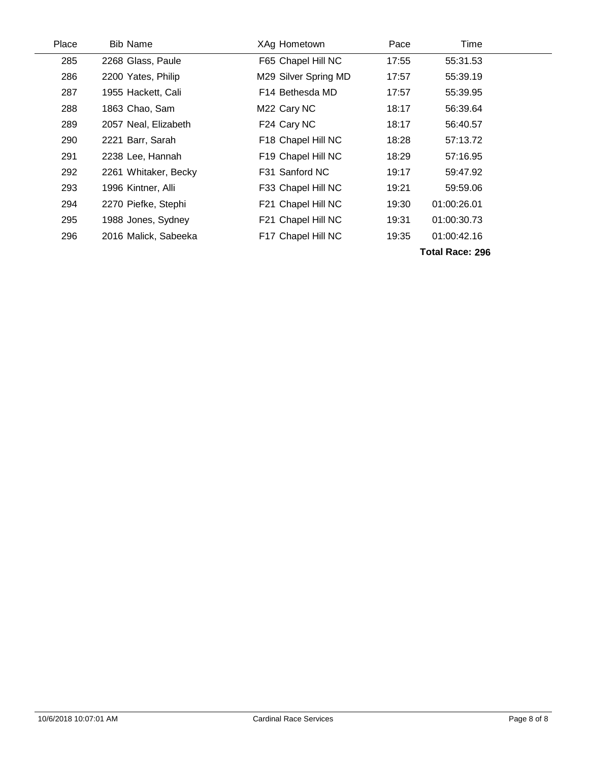| Place | Bib | Name | XAg | Hometown | Pace | Time |
|---|---|---|---|---|---|---|
| 285 | 2268 | Glass, Paule | F65 | Chapel Hill NC | 17:55 | 55:31.53 |
| 286 | 2200 | Yates, Philip | M29 | Silver Spring MD | 17:57 | 55:39.19 |
| 287 | 1955 | Hackett, Cali | F14 | Bethesda MD | 17:57 | 55:39.95 |
| 288 | 1863 | Chao, Sam | M22 | Cary NC | 18:17 | 56:39.64 |
| 289 | 2057 | Neal, Elizabeth | F24 | Cary NC | 18:17 | 56:40.57 |
| 290 | 2221 | Barr, Sarah | F18 | Chapel Hill NC | 18:28 | 57:13.72 |
| 291 | 2238 | Lee, Hannah | F19 | Chapel Hill NC | 18:29 | 57:16.95 |
| 292 | 2261 | Whitaker, Becky | F31 | Sanford NC | 19:17 | 59:47.92 |
| 293 | 1996 | Kintner, Alli | F33 | Chapel Hill NC | 19:21 | 59:59.06 |
| 294 | 2270 | Piefke, Stephi | F21 | Chapel Hill NC | 19:30 | 01:00:26.01 |
| 295 | 1988 | Jones, Sydney | F21 | Chapel Hill NC | 19:31 | 01:00:30.73 |
| 296 | 2016 | Malick, Sabeeka | F17 | Chapel Hill NC | 19:35 | 01:00:42.16 |

**Total Race: 296**

10/6/2018 10:07:01 AM Cardinal Race Services